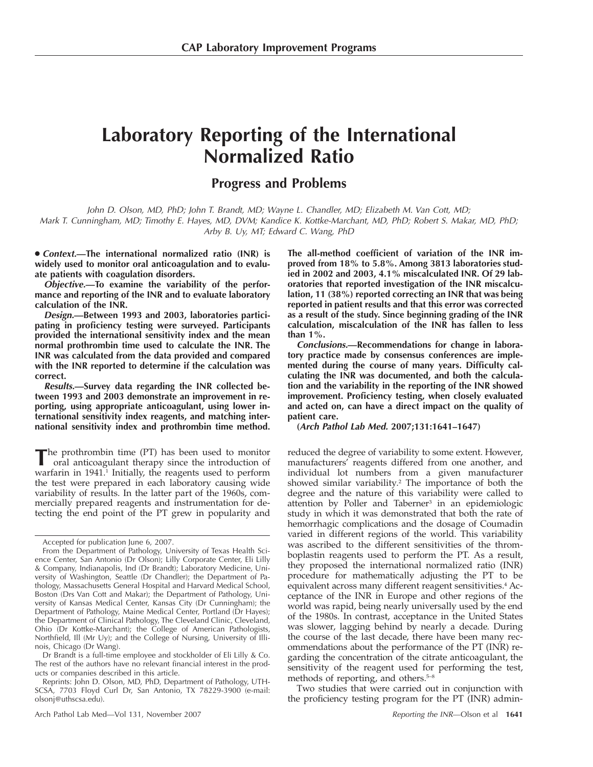CAP Laboratory Improvement Programs

# Laboratory Reporting of the International Normalized Ratio

## Progress and Problems

*John D. Olson, MD, PhD; John T. Brandt, MD; Wayne L. Chandler, MD; Elizabeth M. Van Cott, MD; Mark T. Cunningham, MD; Timothy E. Hayes, MD, DVM; Kandice K. Kottke-Marchant, MD, PhD; Robert S. Makar, MD, PhD; Arby B. Uy, MT; Edward C. Wang, PhD*

**• *Context.*—The international normalized ratio (INR) is widely used to monitor oral anticoagulation and to evaluate patients with coagulation disorders.**

***Objective.*—To examine the variability of the performance and reporting of the INR and to evaluate laboratory calculation of the INR.**

***Design.*—Between 1993 and 2003, laboratories participating in proficiency testing were surveyed. Participants provided the international sensitivity index and the mean normal prothrombin time used to calculate the INR. The INR was calculated from the data provided and compared with the INR reported to determine if the calculation was correct.**

***Results.*—Survey data regarding the INR collected between 1993 and 2003 demonstrate an improvement in reporting, using appropriate anticoagulant, using lower international sensitivity index reagents, and matching international sensitivity index and prothrombin time method. The all-method coefficient of variation of the INR improved from 18% to 5.8%. Among 3813 laboratories studied in 2002 and 2003, 4.1% miscalculated INR. Of 29 laboratories that reported investigation of the INR miscalculation, 11 (38%) reported correcting an INR that was being reported in patient results and that this error was corrected as a result of the study. Since beginning grading of the INR calculation, miscalculation of the INR has fallen to less than 1%.**

***Conclusions.*—Recommendations for change in laboratory practice made by consensus conferences are implemented during the course of many years. Difficulty calculating the INR was documented, and both the calculation and the variability in the reporting of the INR showed improvement. Proficiency testing, when closely evaluated and acted on, can have a direct impact on the quality of patient care.**

**(*Arch Pathol Lab Med.* 2007;131:1641–1647)**

The prothrombin time (PT) has been used to monitor oral anticoagulant therapy since the introduction of warfarin in 1941.[1] Initially, the reagents used to perform the test were prepared in each laboratory causing wide variability of results. In the latter part of the 1960s, commercially prepared reagents and instrumentation for detecting the end point of the PT grew in popularity and reduced the degree of variability to some extent. However, manufacturers' reagents differed from one another, and individual lot numbers from a given manufacturer showed similar variability.[2] The importance of both the degree and the nature of this variability were called to attention by Poller and Taberner[3] in an epidemiologic study in which it was demonstrated that both the rate of hemorrhagic complications and the dosage of Coumadin varied in different regions of the world. This variability was ascribed to the different sensitivities of the thromboplastin reagents used to perform the PT. As a result, they proposed the international normalized ratio (INR) procedure for mathematically adjusting the PT to be equivalent across many different reagent sensitivities.[4] Acceptance of the INR in Europe and other regions of the world was rapid, being nearly universally used by the end of the 1980s. In contrast, acceptance in the United States was slower, lagging behind by nearly a decade. During the course of the last decade, there have been many recommendations about the performance of the PT (INR) regarding the concentration of the citrate anticoagulant, the sensitivity of the reagent used for performing the test, methods of reporting, and others.[5–8]

Two studies that were carried out in conjunction with the proficiency testing program for the PT (INR) admin-

---

Accepted for publication June 6, 2007.

From the Department of Pathology, University of Texas Health Science Center, San Antonio (Dr Olson); Lilly Corporate Center, Eli Lilly & Company, Indianapolis, Ind (Dr Brandt); Laboratory Medicine, University of Washington, Seattle (Dr Chandler); the Department of Pathology, Massachusetts General Hospital and Harvard Medical School, Boston (Drs Van Cott and Makar); the Department of Pathology, University of Kansas Medical Center, Kansas City (Dr Cunningham); the Department of Pathology, Maine Medical Center, Portland (Dr Hayes); the Department of Clinical Pathology, The Cleveland Clinic, Cleveland, Ohio (Dr Kottke-Marchant); the College of American Pathologists, Northfield, Ill (Mr Uy); and the College of Nursing, University of Illinois, Chicago (Dr Wang).

Dr Brandt is a full-time employee and stockholder of Eli Lilly & Co. The rest of the authors have no relevant financial interest in the products or companies described in this article.

Reprints: John D. Olson, MD, PhD, Department of Pathology, UTHSCSA, 7703 Floyd Curl Dr, San Antonio, TX 78229-3900 (e-mail: olsonj@uthscsa.edu).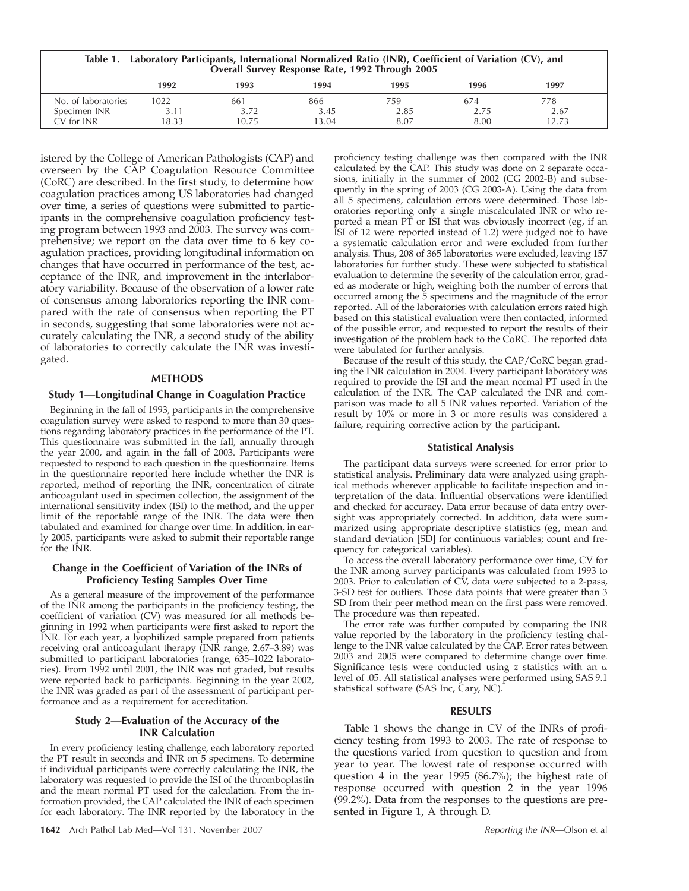**Table 1. Laboratory Participants, International Normalized Ratio (INR), Coefficient of Variation (CV), and Overall Survey Response Rate, 1992 Through 2005**

| | 1992 | 1993 | 1994 | 1995 | 1996 | 1997 |
|---|---|---|---|---|---|---|
| No. of laboratories | 1022 | 661 | 866 | 759 | 674 | 778 |
| Specimen INR | 3.11 | 3.72 | 3.45 | 2.85 | 2.75 | 2.67 |
| CV for INR | 18.33 | 10.75 | 13.04 | 8.07 | 8.00 | 12.73 |

istered by the College of American Pathologists (CAP) and overseen by the CAP Coagulation Resource Committee (CoRC) are described. In the first study, to determine how coagulation practices among US laboratories had changed over time, a series of questions were submitted to participants in the comprehensive coagulation proficiency testing program between 1993 and 2003. The survey was comprehensive; we report on the data over time to 6 key coagulation practices, providing longitudinal information on changes that have occurred in performance of the test, acceptance of the INR, and improvement in the interlaboratory variability. Because of the observation of a lower rate of consensus among laboratories reporting the INR compared with the rate of consensus when reporting the PT in seconds, suggesting that some laboratories were not accurately calculating the INR, a second study of the ability of laboratories to correctly calculate the INR was investigated.

## METHODS

### Study 1—Longitudinal Change in Coagulation Practice

Beginning in the fall of 1993, participants in the comprehensive coagulation survey were asked to respond to more than 30 questions regarding laboratory practices in the performance of the PT. This questionnaire was submitted in the fall, annually through the year 2000, and again in the fall of 2003. Participants were requested to respond to each question in the questionnaire. Items in the questionnaire reported here include whether the INR is reported, method of reporting the INR, concentration of citrate anticoagulant used in specimen collection, the assignment of the international sensitivity index (ISI) to the method, and the upper limit of the reportable range of the INR. The data were then tabulated and examined for change over time. In addition, in early 2005, participants were asked to submit their reportable range for the INR.

### Change in the Coefficient of Variation of the INRs of Proficiency Testing Samples Over Time

As a general measure of the improvement of the performance of the INR among the participants in the proficiency testing, the coefficient of variation (CV) was measured for all methods beginning in 1992 when participants were first asked to report the INR. For each year, a lyophilized sample prepared from patients receiving oral anticoagulant therapy (INR range, 2.67–3.89) was submitted to participant laboratories (range, 635–1022 laboratories). From 1992 until 2001, the INR was not graded, but results were reported back to participants. Beginning in the year 2002, the INR was graded as part of the assessment of participant performance and as a requirement for accreditation.

### Study 2—Evaluation of the Accuracy of the INR Calculation

In every proficiency testing challenge, each laboratory reported the PT result in seconds and INR on 5 specimens. To determine if individual participants were correctly calculating the INR, the laboratory was requested to provide the ISI of the thromboplastin and the mean normal PT used for the calculation. From the information provided, the CAP calculated the INR of each specimen for each laboratory. The INR reported by the laboratory in the proficiency testing challenge was then compared with the INR calculated by the CAP. This study was done on 2 separate occasions, initially in the summer of 2002 (CG 2002-B) and subsequently in the spring of 2003 (CG 2003-A). Using the data from all 5 specimens, calculation errors were determined. Those laboratories reporting only a single miscalculated INR or who reported a mean PT or ISI that was obviously incorrect (eg, if an ISI of 12 were reported instead of 1.2) were judged not to have a systematic calculation error and were excluded from further analysis. Thus, 208 of 365 laboratories were excluded, leaving 157 laboratories for further study. These were subjected to statistical evaluation to determine the severity of the calculation error, graded as moderate or high, weighing both the number of errors that occurred among the 5 specimens and the magnitude of the error reported. All of the laboratories with calculation errors rated high based on this statistical evaluation were then contacted, informed of the possible error, and requested to report the results of their investigation of the problem back to the CoRC. The reported data were tabulated for further analysis.

Because of the result of this study, the CAP/CoRC began grading the INR calculation in 2004. Every participant laboratory was required to provide the ISI and the mean normal PT used in the calculation of the INR. The CAP calculated the INR and comparison was made to all 5 INR values reported. Variation of the result by 10% or more in 3 or more results was considered a failure, requiring corrective action by the participant.

### Statistical Analysis

The participant data surveys were screened for error prior to statistical analysis. Preliminary data were analyzed using graphical methods wherever applicable to facilitate inspection and interpretation of the data. Influential observations were identified and checked for accuracy. Data error because of data entry oversight was appropriately corrected. In addition, data were summarized using appropriate descriptive statistics (eg, mean and standard deviation [SD] for continuous variables; count and frequency for categorical variables).

To access the overall laboratory performance over time, CV for the INR among survey participants was calculated from 1993 to 2003. Prior to calculation of CV, data were subjected to a 2-pass, 3-SD test for outliers. Those data points that were greater than 3 SD from their peer method mean on the first pass were removed. The procedure was then repeated.

The error rate was further computed by comparing the INR value reported by the laboratory in the proficiency testing challenge to the INR value calculated by the CAP. Error rates between 2003 and 2005 were compared to determine change over time. Significance tests were conducted using $z$ statistics with an $\alpha$ level of .05. All statistical analyses were performed using SAS 9.1 statistical software (SAS Inc, Cary, NC).

## RESULTS

Table 1 shows the change in CV of the INRs of proficiency testing from 1993 to 2003. The rate of response to the questions varied from question to question and from year to year. The lowest rate of response occurred with question 4 in the year 1995 (86.7%); the highest rate of response occurred with question 2 in the year 1996 (99.2%). Data from the responses to the questions are presented in Figure 1, A through D.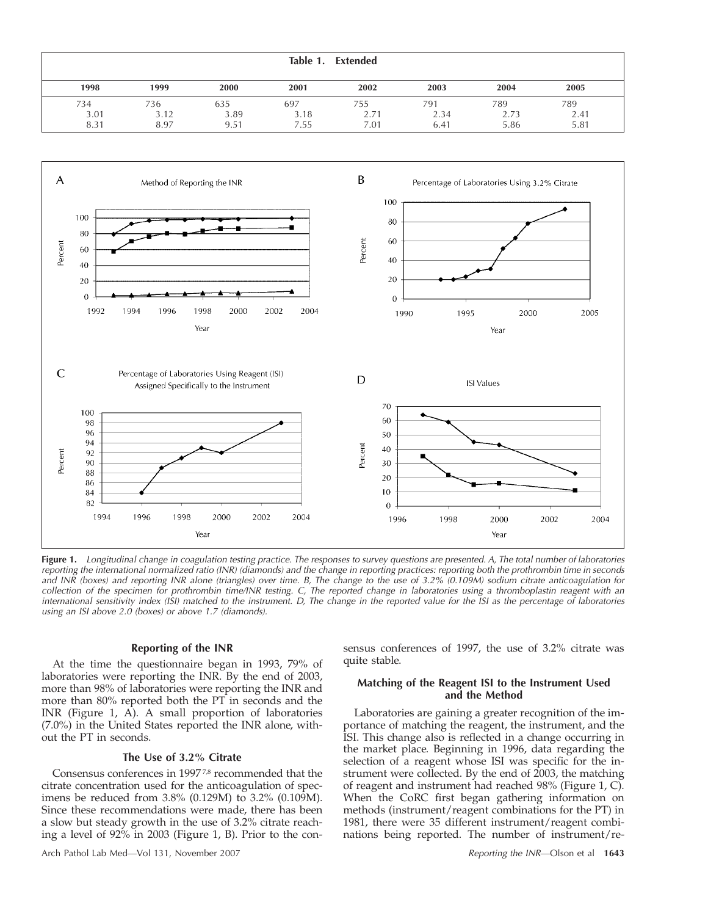**Table 1. Extended**

| 1998 | 1999 | 2000 | 2001 | 2002 | 2003 | 2004 | 2005 |
|---|---|---|---|---|---|---|---|
| 734 | 736 | 635 | 697 | 755 | 791 | 789 | 789 |
| 3.01 | 3.12 | 3.89 | 3.18 | 2.71 | 2.34 | 2.73 | 2.41 |
| 8.31 | 8.97 | 9.51 | 7.55 | 7.01 | 6.41 | 5.86 | 5.81 |

**Figure 1.** *Longitudinal change in coagulation testing practice. The responses to survey questions are presented. A, The total number of laboratories reporting the international normalized ratio (INR) (diamonds) and the change in reporting practices: reporting both the prothrombin time in seconds and INR (boxes) and reporting INR alone (triangles) over time. B, The change to the use of 3.2% (0.109M) sodium citrate anticoagulation for collection of the specimen for prothrombin time/INR testing. C, The reported change in laboratories using a thromboplastin reagent with an international sensitivity index (ISI) matched to the instrument. D, The change in the reported value for the ISI as the percentage of laboratories using an ISI above 2.0 (boxes) or above 1.7 (diamonds).*

### Reporting of the INR

At the time the questionnaire began in 1993, 79% of laboratories were reporting the INR. By the end of 2003, more than 98% of laboratories were reporting the INR and more than 80% reported both the PT in seconds and the INR (Figure 1, A). A small proportion of laboratories (7.0%) in the United States reported the INR alone, without the PT in seconds.

### The Use of 3.2% Citrate

Consensus conferences in 1997[7,8] recommended that the citrate concentration used for the anticoagulation of specimens be reduced from 3.8% (0.129M) to 3.2% (0.109M). Since these recommendations were made, there has been a slow but steady growth in the use of 3.2% citrate reaching a level of 92% in 2003 (Figure 1, B). Prior to the consensus conferences of 1997, the use of 3.2% citrate was quite stable.

### Matching of the Reagent ISI to the Instrument Used and the Method

Laboratories are gaining a greater recognition of the importance of matching the reagent, the instrument, and the ISI. This change also is reflected in a change occurring in the market place. Beginning in 1996, data regarding the selection of a reagent whose ISI was specific for the instrument were collected. By the end of 2003, the matching of reagent and instrument had reached 98% (Figure 1, C). When the CoRC first began gathering information on methods (instrument/reagent combinations for the PT) in 1981, there were 35 different instrument/reagent combinations being reported. The number of instrument/re-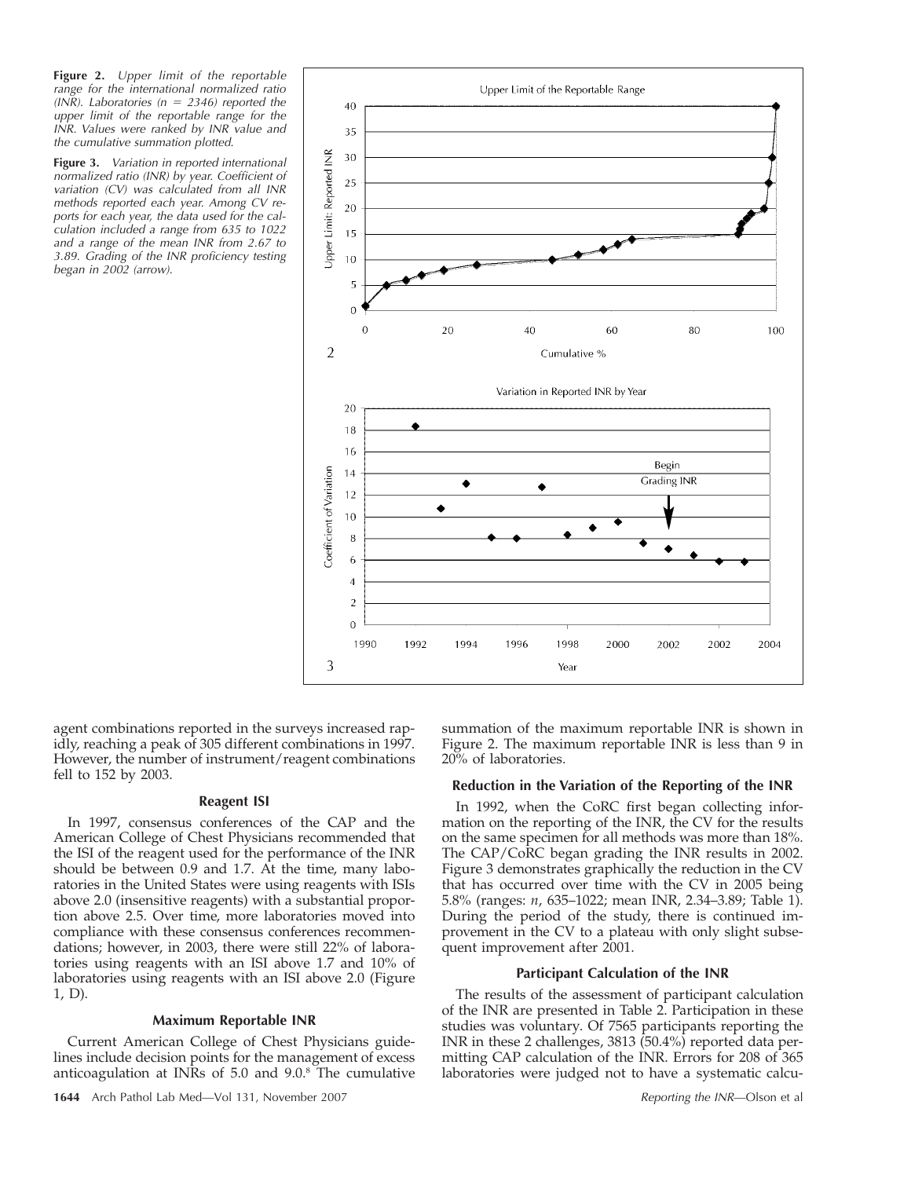**Figure 2.** *Upper limit of the reportable range for the international normalized ratio (INR). Laboratories (n = 2346) reported the upper limit of the reportable range for the INR. Values were ranked by INR value and the cumulative summation plotted.*

**Figure 3.** *Variation in reported international normalized ratio (INR) by year. Coefficient of variation (CV) was calculated from all INR methods reported each year. Among CV reports for each year, the data used for the calculation included a range from 635 to 1022 and a range of the mean INR from 2.67 to 3.89. Grading of the INR proficiency testing began in 2002 (arrow).*

agent combinations reported in the surveys increased rapidly, reaching a peak of 305 different combinations in 1997. However, the number of instrument/reagent combinations fell to 152 by 2003.

### Reagent ISI

In 1997, consensus conferences of the CAP and the American College of Chest Physicians recommended that the ISI of the reagent used for the performance of the INR should be between 0.9 and 1.7. At the time, many laboratories in the United States were using reagents with ISIs above 2.0 (insensitive reagents) with a substantial proportion above 2.5. Over time, more laboratories moved into compliance with these consensus conferences recommendations; however, in 2003, there were still 22% of laboratories using reagents with an ISI above 1.7 and 10% of laboratories using reagents with an ISI above 2.0 (Figure 1, D).

### Maximum Reportable INR

Current American College of Chest Physicians guidelines include decision points for the management of excess anticoagulation at INRs of 5.0 and 9.0.[8] The cumulative summation of the maximum reportable INR is shown in Figure 2. The maximum reportable INR is less than 9 in 20% of laboratories.

### Reduction in the Variation of the Reporting of the INR

In 1992, when the CoRC first began collecting information on the reporting of the INR, the CV for the results on the same specimen for all methods was more than 18%. The CAP/CoRC began grading the INR results in 2002. Figure 3 demonstrates graphically the reduction in the CV that has occurred over time with the CV in 2005 being 5.8% (ranges: *n*, 635–1022; mean INR, 2.34–3.89; Table 1). During the period of the study, there is continued improvement in the CV to a plateau with only slight subsequent improvement after 2001.

### Participant Calculation of the INR

The results of the assessment of participant calculation of the INR are presented in Table 2. Participation in these studies was voluntary. Of 7565 participants reporting the INR in these 2 challenges, 3813 (50.4%) reported data permitting CAP calculation of the INR. Errors for 208 of 365 laboratories were judged not to have a systematic calcu-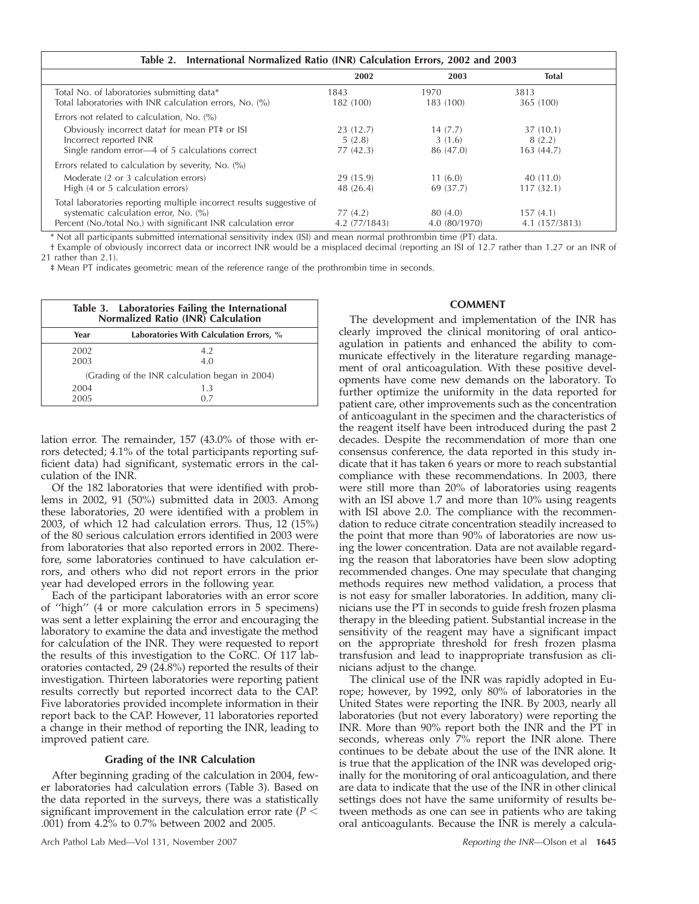**Table 2. International Normalized Ratio (INR) Calculation Errors, 2002 and 2003**

| | 2002 | 2003 | Total |
|---|---|---|---|
| Total No. of laboratories submitting data* | 1843 | 1970 | 3813 |
| Total laboratories with INR calculation errors, No. (%) | 182 (100) | 183 (100) | 365 (100) |
| Errors not related to calculation, No. (%) | | | |
| Obviously incorrect data† for mean PT‡ or ISI | 23 (12.7) | 14 (7.7) | 37 (10.1) |
| Incorrect reported INR | 5 (2.8) | 3 (1.6) | 8 (2.2) |
| Single random error—4 of 5 calculations correct | 77 (42.3) | 86 (47.0) | 163 (44.7) |
| Errors related to calculation by severity, No. (%) | | | |
| Moderate (2 or 3 calculation errors) | 29 (15.9) | 11 (6.0) | 40 (11.0) |
| High (4 or 5 calculation errors) | 48 (26.4) | 69 (37.7) | 117 (32.1) |
| Total laboratories reporting multiple incorrect results suggestive of systematic calculation error, No. (%) | 77 (4.2) | 80 (4.0) | 157 (4.1) |
| Percent (No./total No.) with significant INR calculation error | 4.2 (77/1843) | 4.0 (80/1970) | 4.1 (157/3813) |

\* Not all participants submitted international sensitivity index (ISI) and mean normal prothrombin time (PT) data.

† Example of obviously incorrect data or incorrect INR would be a misplaced decimal (reporting an ISI of 12.7 rather than 1.27 or an INR of 21 rather than 2.1).

‡ Mean PT indicates geometric mean of the reference range of the prothrombin time in seconds.

**Table 3. Laboratories Failing the International Normalized Ratio (INR) Calculation**

| Year | Laboratories With Calculation Errors, % |
|---|---|
| 2002 | 4.2 |
| 2003 | 4.0 |
| (Grading of the INR calculation began in 2004) | |
| 2004 | 1.3 |
| 2005 | 0.7 |

lation error. The remainder, 157 (43.0% of those with errors detected; 4.1% of the total participants reporting sufficient data) had significant, systematic errors in the calculation of the INR.

Of the 182 laboratories that were identified with problems in 2002, 91 (50%) submitted data in 2003. Among these laboratories, 20 were identified with a problem in 2003, of which 12 had calculation errors. Thus, 12 (15%) of the 80 serious calculation errors identified in 2003 were from laboratories that also reported errors in 2002. Therefore, some laboratories continued to have calculation errors, and others who did not report errors in the prior year had developed errors in the following year.

Each of the participant laboratories with an error score of "high" (4 or more calculation errors in 5 specimens) was sent a letter explaining the error and encouraging the laboratory to examine the data and investigate the method for calculation of the INR. They were requested to report the results of this investigation to the CoRC. Of 117 laboratories contacted, 29 (24.8%) reported the results of their investigation. Thirteen laboratories were reporting patient results correctly but reported incorrect data to the CAP. Five laboratories provided incomplete information in their report back to the CAP. However, 11 laboratories reported a change in their method of reporting the INR, leading to improved patient care.

### Grading of the INR Calculation

After beginning grading of the calculation in 2004, fewer laboratories had calculation errors (Table 3). Based on the data reported in the surveys, there was a statistically significant improvement in the calculation error rate ($P < .001$) from 4.2% to 0.7% between 2002 and 2005.

## COMMENT

The development and implementation of the INR has clearly improved the clinical monitoring of oral anticoagulation in patients and enhanced the ability to communicate effectively in the literature regarding management of oral anticoagulation. With these positive developments have come new demands on the laboratory. To further optimize the uniformity in the data reported for patient care, other improvements such as the concentration of anticoagulant in the specimen and the characteristics of the reagent itself have been introduced during the past 2 decades. Despite the recommendation of more than one consensus conference, the data reported in this study indicate that it has taken 6 years or more to reach substantial compliance with these recommendations. In 2003, there were still more than 20% of laboratories using reagents with an ISI above 1.7 and more than 10% using reagents with ISI above 2.0. The compliance with the recommendation to reduce citrate concentration steadily increased to the point that more than 90% of laboratories are now using the lower concentration. Data are not available regarding the reason that laboratories have been slow adopting recommended changes. One may speculate that changing methods requires new method validation, a process that is not easy for smaller laboratories. In addition, many clinicians use the PT in seconds to guide fresh frozen plasma therapy in the bleeding patient. Substantial increase in the sensitivity of the reagent may have a significant impact on the appropriate threshold for fresh frozen plasma transfusion and lead to inappropriate transfusion as clinicians adjust to the change.

The clinical use of the INR was rapidly adopted in Europe; however, by 1992, only 80% of laboratories in the United States were reporting the INR. By 2003, nearly all laboratories (but not every laboratory) were reporting the INR. More than 90% report both the INR and the PT in seconds, whereas only 7% report the INR alone. There continues to be debate about the use of the INR alone. It is true that the application of the INR was developed originally for the monitoring of oral anticoagulation, and there are data to indicate that the use of the INR in other clinical settings does not have the same uniformity of results between methods as one can see in patients who are taking oral anticoagulants. Because the INR is merely a calcula-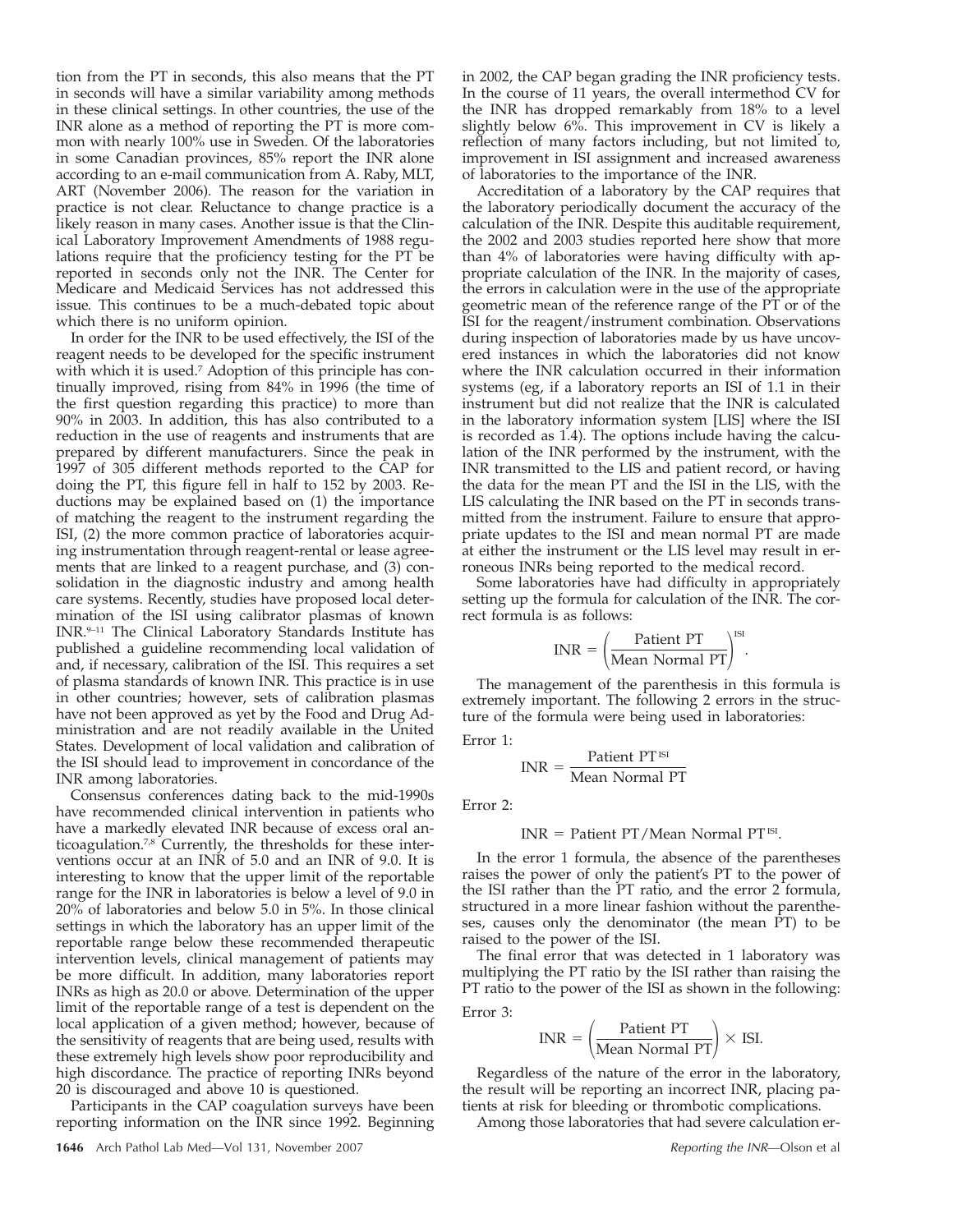tion from the PT in seconds, this also means that the PT in seconds will have a similar variability among methods in these clinical settings. In other countries, the use of the INR alone as a method of reporting the PT is more common with nearly 100% use in Sweden. Of the laboratories in some Canadian provinces, 85% report the INR alone according to an e-mail communication from A. Raby, MLT, ART (November 2006). The reason for the variation in practice is not clear. Reluctance to change practice is a likely reason in many cases. Another issue is that the Clinical Laboratory Improvement Amendments of 1988 regulations require that the proficiency testing for the PT be reported in seconds only not the INR. The Center for Medicare and Medicaid Services has not addressed this issue. This continues to be a much-debated topic about which there is no uniform opinion.

In order for the INR to be used effectively, the ISI of the reagent needs to be developed for the specific instrument with which it is used.[7] Adoption of this principle has continually improved, rising from 84% in 1996 (the time of the first question regarding this practice) to more than 90% in 2003. In addition, this has also contributed to a reduction in the use of reagents and instruments that are prepared by different manufacturers. Since the peak in 1997 of 305 different methods reported to the CAP for doing the PT, this figure fell in half to 152 by 2003. Reductions may be explained based on (1) the importance of matching the reagent to the instrument regarding the ISI, (2) the more common practice of laboratories acquiring instrumentation through reagent-rental or lease agreements that are linked to a reagent purchase, and (3) consolidation in the diagnostic industry and among health care systems. Recently, studies have proposed local determination of the ISI using calibrator plasmas of known INR.[9–11] The Clinical Laboratory Standards Institute has published a guideline recommending local validation of and, if necessary, calibration of the ISI. This requires a set of plasma standards of known INR. This practice is in use in other countries; however, sets of calibration plasmas have not been approved as yet by the Food and Drug Administration and are not readily available in the United States. Development of local validation and calibration of the ISI should lead to improvement in concordance of the INR among laboratories.

Consensus conferences dating back to the mid-1990s have recommended clinical intervention in patients who have a markedly elevated INR because of excess oral anticoagulation.[7,8] Currently, the thresholds for these interventions occur at an INR of 5.0 and an INR of 9.0. It is interesting to know that the upper limit of the reportable range for the INR in laboratories is below a level of 9.0 in 20% of laboratories and below 5.0 in 5%. In those clinical settings in which the laboratory has an upper limit of the reportable range below these recommended therapeutic intervention levels, clinical management of patients may be more difficult. In addition, many laboratories report INRs as high as 20.0 or above. Determination of the upper limit of the reportable range of a test is dependent on the local application of a given method; however, because of the sensitivity of reagents that are being used, results with these extremely high levels show poor reproducibility and high discordance. The practice of reporting INRs beyond 20 is discouraged and above 10 is questioned.

Participants in the CAP coagulation surveys have been reporting information on the INR since 1992. Beginning in 2002, the CAP began grading the INR proficiency tests. In the course of 11 years, the overall intermethod CV for the INR has dropped remarkably from 18% to a level slightly below 6%. This improvement in CV is likely a reflection of many factors including, but not limited to, improvement in ISI assignment and increased awareness of laboratories to the importance of the INR.

Accreditation of a laboratory by the CAP requires that the laboratory periodically document the accuracy of the calculation of the INR. Despite this auditable requirement, the 2002 and 2003 studies reported here show that more than 4% of laboratories were having difficulty with appropriate calculation of the INR. In the majority of cases, the errors in calculation were in the use of the appropriate geometric mean of the reference range of the PT or of the ISI for the reagent/instrument combination. Observations during inspection of laboratories made by us have uncovered instances in which the laboratories did not know where the INR calculation occurred in their information systems (eg, if a laboratory reports an ISI of 1.1 in their instrument but did not realize that the INR is calculated in the laboratory information system [LIS] where the ISI is recorded as 1.4). The options include having the calculation of the INR performed by the instrument, with the INR transmitted to the LIS and patient record, or having the data for the mean PT and the ISI in the LIS, with the LIS calculating the INR based on the PT in seconds transmitted from the instrument. Failure to ensure that appropriate updates to the ISI and mean normal PT are made at either the instrument or the LIS level may result in erroneous INRs being reported to the medical record.

Some laboratories have had difficulty in appropriately setting up the formula for calculation of the INR. The correct formula is as follows:

$$\text{INR} = \left(\frac{\text{Patient PT}}{\text{Mean Normal PT}}\right)^{\text{ISI}}.$$

The management of the parenthesis in this formula is extremely important. The following 2 errors in the structure of the formula were being used in laboratories:

Error 1:

$$\text{INR} = \frac{\text{Patient PT}^{\text{ISI}}}{\text{Mean Normal PT}}$$

Error 2:

$$\text{INR} = \text{Patient PT}/\text{Mean Normal PT}^{\text{ISI}}.$$

In the error 1 formula, the absence of the parentheses raises the power of only the patient's PT to the power of the ISI rather than the PT ratio, and the error 2 formula, structured in a more linear fashion without the parentheses, causes only the denominator (the mean PT) to be raised to the power of the ISI.

The final error that was detected in 1 laboratory was multiplying the PT ratio by the ISI rather than raising the PT ratio to the power of the ISI as shown in the following:

Error 3:

$$\text{INR} = \left(\frac{\text{Patient PT}}{\text{Mean Normal PT}}\right) \times \text{ISI}.$$

Regardless of the nature of the error in the laboratory, the result will be reporting an incorrect INR, placing patients at risk for bleeding or thrombotic complications.

Among those laboratories that had severe calculation er-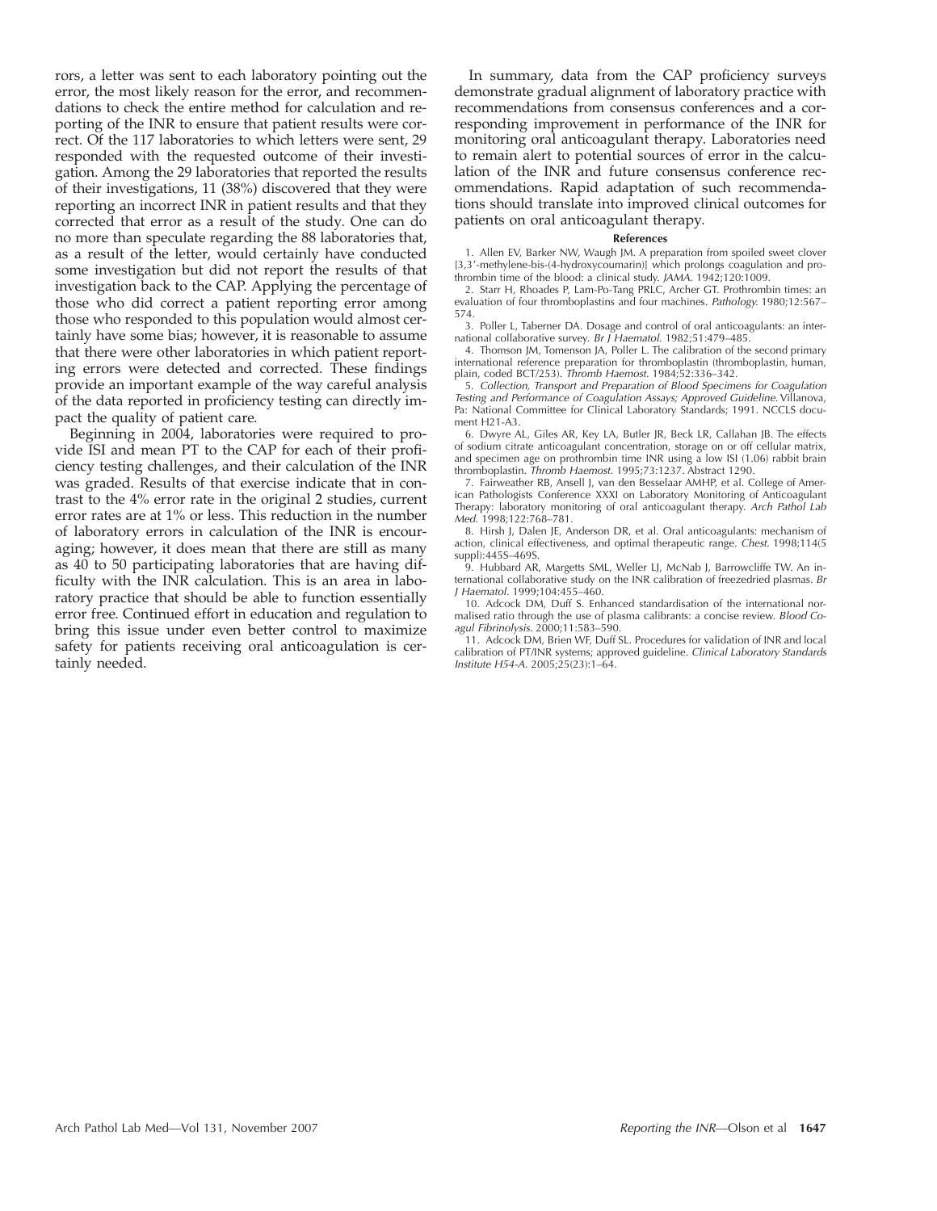rors, a letter was sent to each laboratory pointing out the error, the most likely reason for the error, and recommendations to check the entire method for calculation and reporting of the INR to ensure that patient results were correct. Of the 117 laboratories to which letters were sent, 29 responded with the requested outcome of their investigation. Among the 29 laboratories that reported the results of their investigations, 11 (38%) discovered that they were reporting an incorrect INR in patient results and that they corrected that error as a result of the study. One can do no more than speculate regarding the 88 laboratories that, as a result of the letter, would certainly have conducted some investigation but did not report the results of that investigation back to the CAP. Applying the percentage of those who did correct a patient reporting error among those who responded to this population would almost certainly have some bias; however, it is reasonable to assume that there were other laboratories in which patient reporting errors were detected and corrected. These findings provide an important example of the way careful analysis of the data reported in proficiency testing can directly impact the quality of patient care.

Beginning in 2004, laboratories were required to provide ISI and mean PT to the CAP for each of their proficiency testing challenges, and their calculation of the INR was graded. Results of that exercise indicate that in contrast to the 4% error rate in the original 2 studies, current error rates are at 1% or less. This reduction in the number of laboratory errors in calculation of the INR is encouraging; however, it does mean that there are still as many as 40 to 50 participating laboratories that are having difficulty with the INR calculation. This is an area in laboratory practice that should be able to function essentially error free. Continued effort in education and regulation to bring this issue under even better control to maximize safety for patients receiving oral anticoagulation is certainly needed.

In summary, data from the CAP proficiency surveys demonstrate gradual alignment of laboratory practice with recommendations from consensus conferences and a corresponding improvement in performance of the INR for monitoring oral anticoagulant therapy. Laboratories need to remain alert to potential sources of error in the calculation of the INR and future consensus conference recommendations. Rapid adaptation of such recommendations should translate into improved clinical outcomes for patients on oral anticoagulant therapy.

## References

1. Allen EV, Barker NW, Waugh JM. A preparation from spoiled sweet clover [3,3′-methylene-bis-(4-hydroxycoumarin)] which prolongs coagulation and prothrombin time of the blood: a clinical study. *JAMA.* 1942;120:1009.
2. Starr H, Rhoades P, Lam-Po-Tang PRLC, Archer GT. Prothrombin times: an evaluation of four thromboplastins and four machines. *Pathology.* 1980;12:567–574.
3. Poller L, Taberner DA. Dosage and control of oral anticoagulants: an international collaborative survey. *Br J Haematol.* 1982;51:479–485.
4. Thomson JM, Tomenson JA, Poller L. The calibration of the second primary international reference preparation for thromboplastin (thromboplastin, human, plain, coded BCT/253). *Thromb Haemost.* 1984;52:336–342.
5. *Collection, Transport and Preparation of Blood Specimens for Coagulation Testing and Performance of Coagulation Assays; Approved Guideline.* Villanova, Pa: National Committee for Clinical Laboratory Standards; 1991. NCCLS document H21-A3.
6. Dwyre AL, Giles AR, Key LA, Butler JR, Beck LR, Callahan JB. The effects of sodium citrate anticoagulant concentration, storage on or off cellular matrix, and specimen age on prothrombin time INR using a low ISI (1.06) rabbit brain thromboplastin. *Thromb Haemost.* 1995;73:1237. Abstract 1290.
7. Fairweather RB, Ansell J, van den Besselaar AMHP, et al. College of American Pathologists Conference XXXI on Laboratory Monitoring of Anticoagulant Therapy: laboratory monitoring of oral anticoagulant therapy. *Arch Pathol Lab Med.* 1998;122:768–781.
8. Hirsh J, Dalen JE, Anderson DR, et al. Oral anticoagulants: mechanism of action, clinical effectiveness, and optimal therapeutic range. *Chest.* 1998;114(5 suppl):445S–469S.
9. Hubbard AR, Margetts SML, Weller LJ, McNab J, Barrowcliffe TW. An international collaborative study on the INR calibration of freezedried plasmas. *Br J Haematol.* 1999;104:455–460.
10. Adcock DM, Duff S. Enhanced standardisation of the international normalised ratio through the use of plasma calibrants: a concise review. *Blood Coagul Fibrinolysis.* 2000;11:583–590.
11. Adcock DM, Brien WF, Duff SL. Procedures for validation of INR and local calibration of PT/INR systems; approved guideline. *Clinical Laboratory Standards Institute H54-A.* 2005;25(23):1–64.